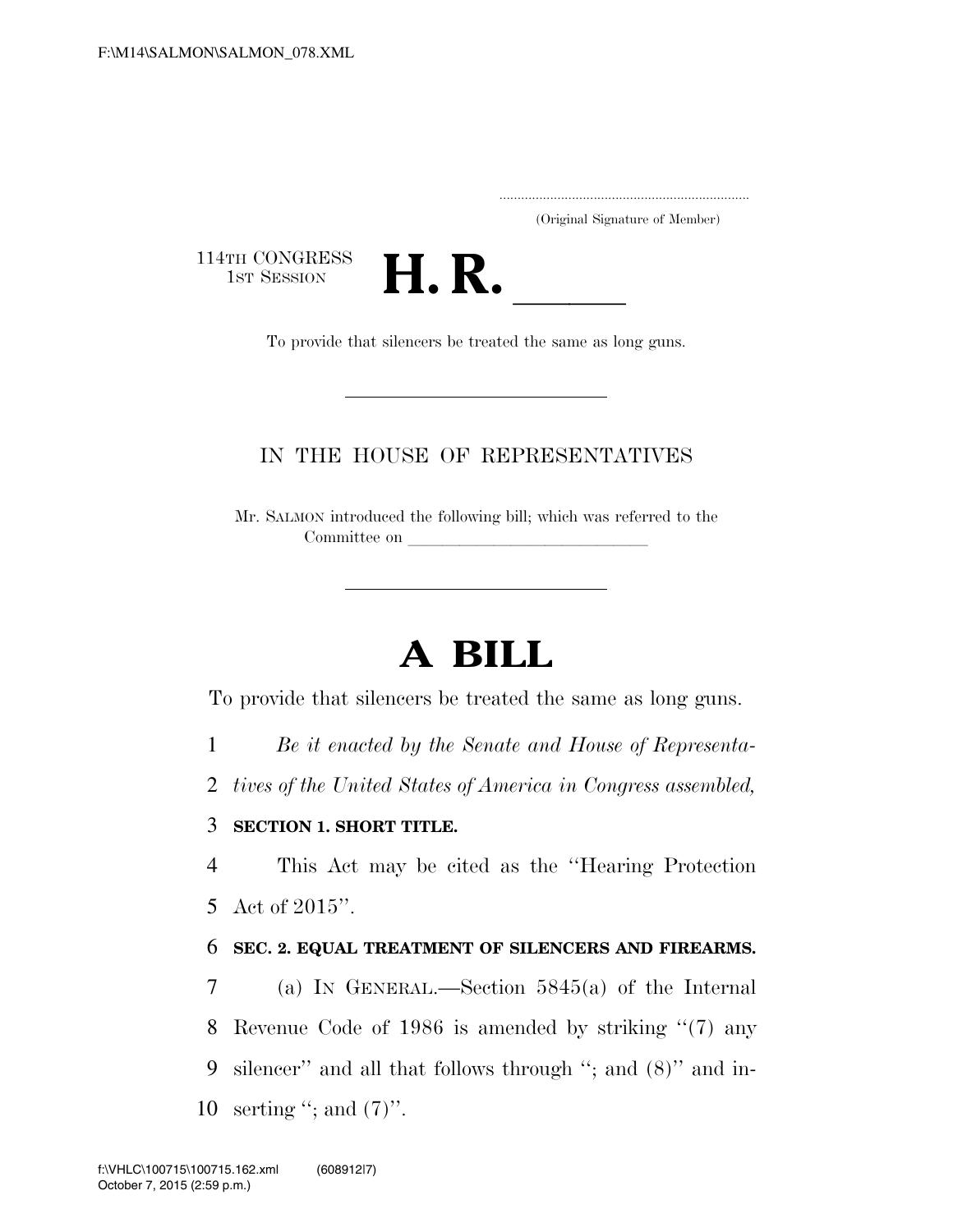(Original Signature of Member)

114TH CONGRESS
1ST SESSION

# H. R. \_\_\_\_\_

To provide that silencers be treated the same as long guns.

IN THE HOUSE OF REPRESENTATIVES

Mr. SALMON introduced the following bill; which was referred to the Committee on \_\_\_\_\_\_\_\_\_\_\_\_\_\_\_\_\_\_\_\_\_\_\_\_\_\_\_\_\_\_

# A BILL

To provide that silencers be treated the same as long guns.

1 *Be it enacted by the Senate and House of Representa-*
2 *tives of the United States of America in Congress assembled,*

3 **SECTION 1. SHORT TITLE.**

4 This Act may be cited as the ''Hearing Protection
5 Act of 2015''.

6 **SEC. 2. EQUAL TREATMENT OF SILENCERS AND FIREARMS.**

7 (a) IN GENERAL.—Section 5845(a) of the Internal
8 Revenue Code of 1986 is amended by striking ''(7) any
9 silencer'' and all that follows through ''; and (8)'' and in-
10 serting ''; and (7)''.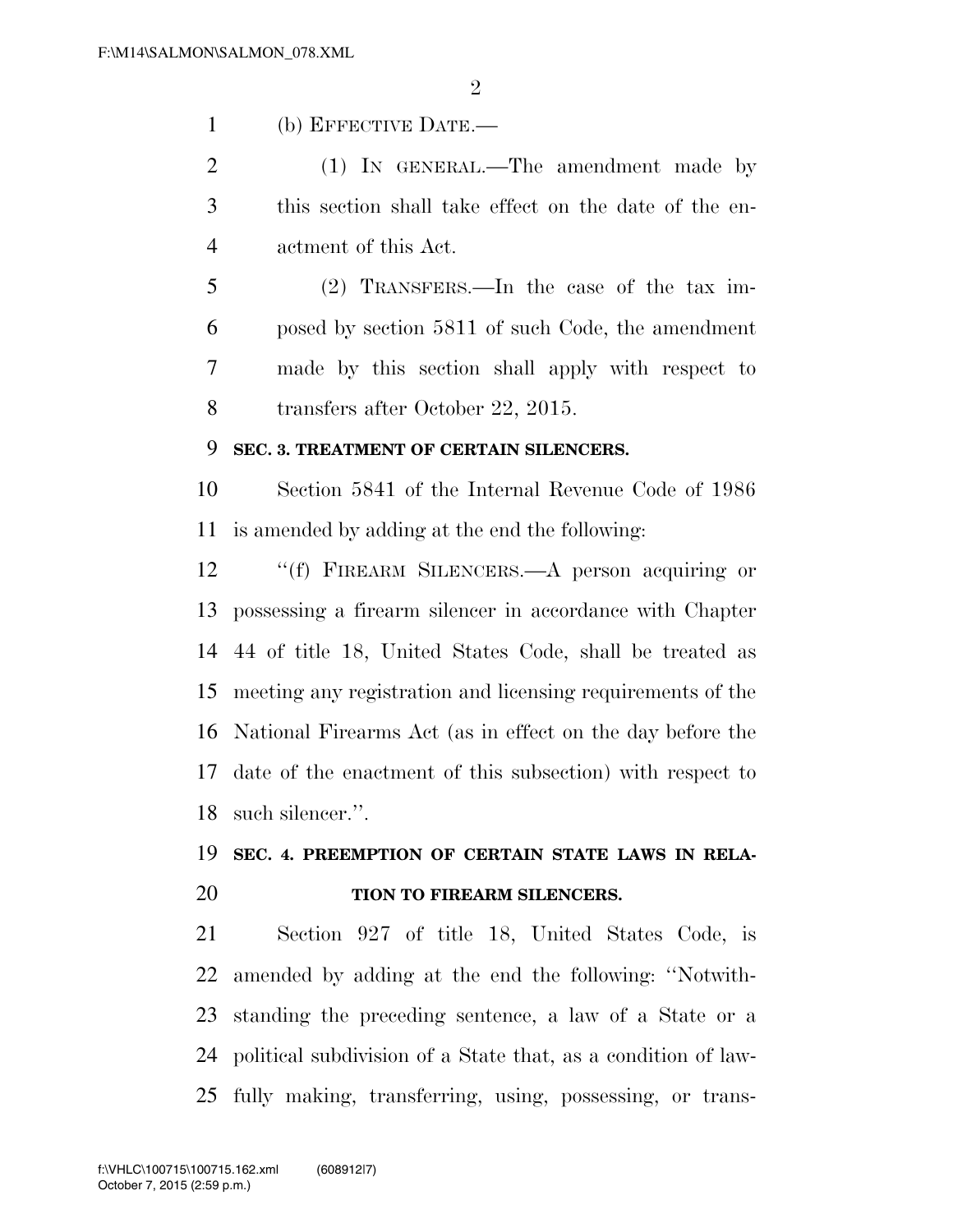(b) EFFECTIVE DATE.—

(1) IN GENERAL.—The amendment made by this section shall take effect on the date of the enactment of this Act.

(2) TRANSFERS.—In the case of the tax imposed by section 5811 of such Code, the amendment made by this section shall apply with respect to transfers after October 22, 2015.

**SEC. 3. TREATMENT OF CERTAIN SILENCERS.**

Section 5841 of the Internal Revenue Code of 1986 is amended by adding at the end the following:

''(f) FIREARM SILENCERS.—A person acquiring or possessing a firearm silencer in accordance with Chapter 44 of title 18, United States Code, shall be treated as meeting any registration and licensing requirements of the National Firearms Act (as in effect on the day before the date of the enactment of this subsection) with respect to such silencer.''.

**SEC. 4. PREEMPTION OF CERTAIN STATE LAWS IN RELATION TO FIREARM SILENCERS.**

Section 927 of title 18, United States Code, is amended by adding at the end the following: ''Notwithstanding the preceding sentence, a law of a State or a political subdivision of a State that, as a condition of lawfully making, transferring, using, possessing, or trans-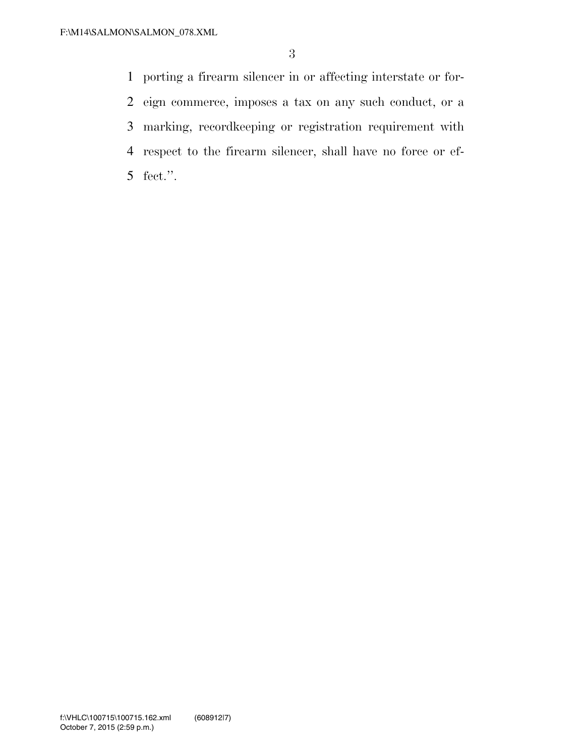porting a firearm silencer in or affecting interstate or foreign commerce, imposes a tax on any such conduct, or a marking, recordkeeping or registration requirement with respect to the firearm silencer, shall have no force or effect.''.